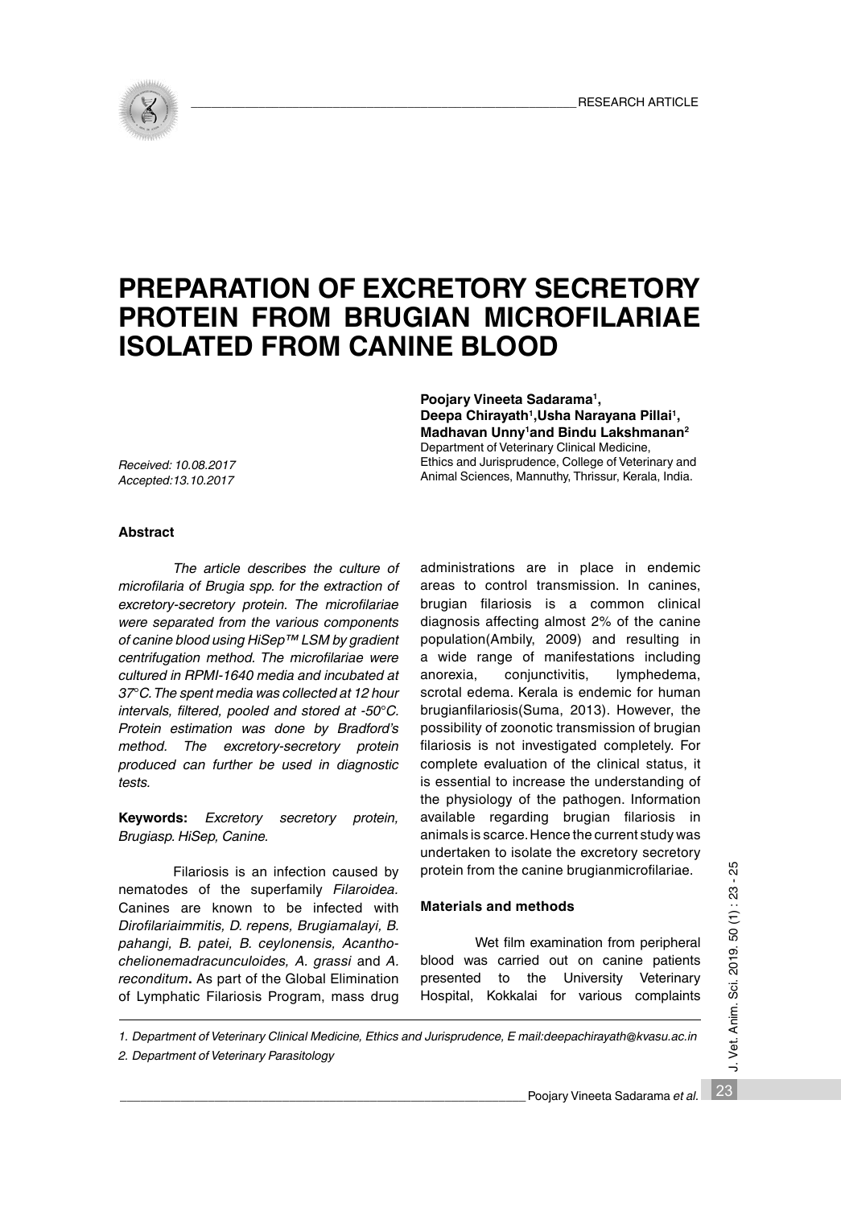RESEARCH ARTICLE

# PREPARATION OF EXCRETORY SECRETORY PROTEIN FROM BRUGIAN MICROFILARIAE ISOLATED FROM CANINE BLOOD

**Poojary Vineeta Sadarama[1], Deepa Chirayath[1], Usha Narayana Pillai[1], Madhavan Unny[1] and Bindu Lakshmanan[2]**
Department of Veterinary Clinical Medicine, Ethics and Jurisprudence, College of Veterinary and Animal Sciences, Mannuthy, Thrissur, Kerala, India.

*Received: 10.08.2017*
*Accepted: 13.10.2017*

### Abstract

*The article describes the culture of microfilaria of Brugia spp. for the extraction of excretory-secretory protein. The microfilariae were separated from the various components of canine blood using HiSep™ LSM by gradient centrifugation method. The microfilariae were cultured in RPMI-1640 media and incubated at 37°C. The spent media was collected at 12 hour intervals, filtered, pooled and stored at -50°C. Protein estimation was done by Bradford's method. The excretory-secretory protein produced can further be used in diagnostic tests.*

**Keywords:** *Excretory secretory protein, Brugiasp. HiSep, Canine.*

Filariosis is an infection caused by nematodes of the superfamily *Filaroidea.* Canines are known to be infected with *Dirofilariaimmitis, D. repens, Brugiamalayi, B. pahangi, B. patei, B. ceylonensis, Acanthochelionemadracunculoides, A. grassi* and *A. reconditum*. As part of the Global Elimination of Lymphatic Filariosis Program, mass drug administrations are in place in endemic areas to control transmission. In canines, brugian filariosis is a common clinical diagnosis affecting almost 2% of the canine population(Ambily, 2009) and resulting in a wide range of manifestations including anorexia, conjunctivitis, lymphedema, scrotal edema. Kerala is endemic for human brugianfilariosis(Suma, 2013). However, the possibility of zoonotic transmission of brugian filariosis is not investigated completely. For complete evaluation of the clinical status, it is essential to increase the understanding of the physiology of the pathogen. Information available regarding brugian filariosis in animals is scarce. Hence the current study was undertaken to isolate the excretory secretory protein from the canine brugianmicrofilariae.

### Materials and methods

Wet film examination from peripheral blood was carried out on canine patients presented to the University Veterinary Hospital, Kokkalai for various complaints

1. Department of Veterinary Clinical Medicine, Ethics and Jurisprudence, E mail:deepachirayath@kvasu.ac.in
2. Department of Veterinary Parasitology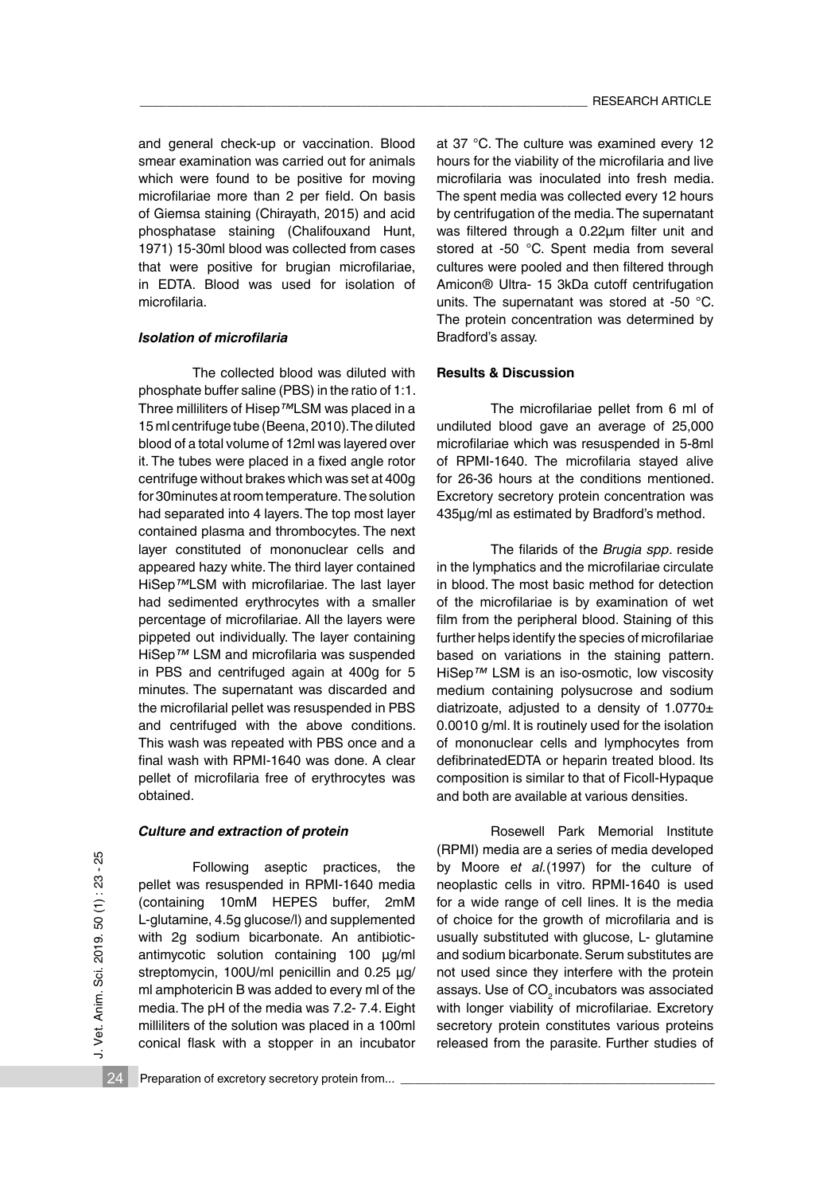and general check-up or vaccination. Blood smear examination was carried out for animals which were found to be positive for moving microfilariae more than 2 per field. On basis of Giemsa staining (Chirayath, 2015) and acid phosphatase staining (Chalifouxand Hunt, 1971) 15-30ml blood was collected from cases that were positive for brugian microfilariae, in EDTA. Blood was used for isolation of microfilaria.

### *Isolation of microfilaria*

The collected blood was diluted with phosphate buffer saline (PBS) in the ratio of 1:1. Three milliliters of Hisep*™*LSM was placed in a 15 ml centrifuge tube (Beena, 2010). The diluted blood of a total volume of 12ml was layered over it. The tubes were placed in a fixed angle rotor centrifuge without brakes which was set at 400g for 30minutes at room temperature. The solution had separated into 4 layers. The top most layer contained plasma and thrombocytes. The next layer constituted of mononuclear cells and appeared hazy white. The third layer contained HiSep*™*LSM with microfilariae. The last layer had sedimented erythrocytes with a smaller percentage of microfilariae. All the layers were pippeted out individually. The layer containing HiSep*™* LSM and microfilaria was suspended in PBS and centrifuged again at 400g for 5 minutes. The supernatant was discarded and the microfilarial pellet was resuspended in PBS and centrifuged with the above conditions. This wash was repeated with PBS once and a final wash with RPMI-1640 was done. A clear pellet of microfilaria free of erythrocytes was obtained.

### *Culture and extraction of protein*

Following aseptic practices, the pellet was resuspended in RPMI-1640 media (containing 10mM HEPES buffer, 2mM L-glutamine, 4.5g glucose/l) and supplemented with 2g sodium bicarbonate. An antibiotic-antimycotic solution containing 100 µg/ml streptomycin, 100U/ml penicillin and 0.25 µg/ml amphotericin B was added to every ml of the media. The pH of the media was 7.2- 7.4. Eight milliliters of the solution was placed in a 100ml conical flask with a stopper in an incubator at 37 °C. The culture was examined every 12 hours for the viability of the microfilaria and live microfilaria was inoculated into fresh media. The spent media was collected every 12 hours by centrifugation of the media. The supernatant was filtered through a 0.22µm filter unit and stored at -50 °C. Spent media from several cultures were pooled and then filtered through Amicon® Ultra- 15 3kDa cutoff centrifugation units. The supernatant was stored at -50 °C. The protein concentration was determined by Bradford's assay.

### **Results & Discussion**

The microfilariae pellet from 6 ml of undiluted blood gave an average of 25,000 microfilariae which was resuspended in 5-8ml of RPMI-1640. The microfilaria stayed alive for 26-36 hours at the conditions mentioned. Excretory secretory protein concentration was 435µg/ml as estimated by Bradford's method.

The filarids of the *Brugia spp*. reside in the lymphatics and the microfilariae circulate in blood. The most basic method for detection of the microfilariae is by examination of wet film from the peripheral blood. Staining of this further helps identify the species of microfilariae based on variations in the staining pattern. HiSep*™* LSM is an iso-osmotic, low viscosity medium containing polysucrose and sodium diatrizoate, adjusted to a density of 1.0770± 0.0010 g/ml. It is routinely used for the isolation of mononuclear cells and lymphocytes from defibrinatedEDTA or heparin treated blood. Its composition is similar to that of Ficoll-Hypaque and both are available at various densities.

Rosewell Park Memorial Institute (RPMI) media are a series of media developed by Moore *et al.*(1997) for the culture of neoplastic cells in vitro. RPMI-1640 is used for a wide range of cell lines. It is the media of choice for the growth of microfilaria and is usually substituted with glucose, L- glutamine and sodium bicarbonate. Serum substitutes are not used since they interfere with the protein assays. Use of $CO_2$ incubators was associated with longer viability of microfilariae. Excretory secretory protein constitutes various proteins released from the parasite. Further studies of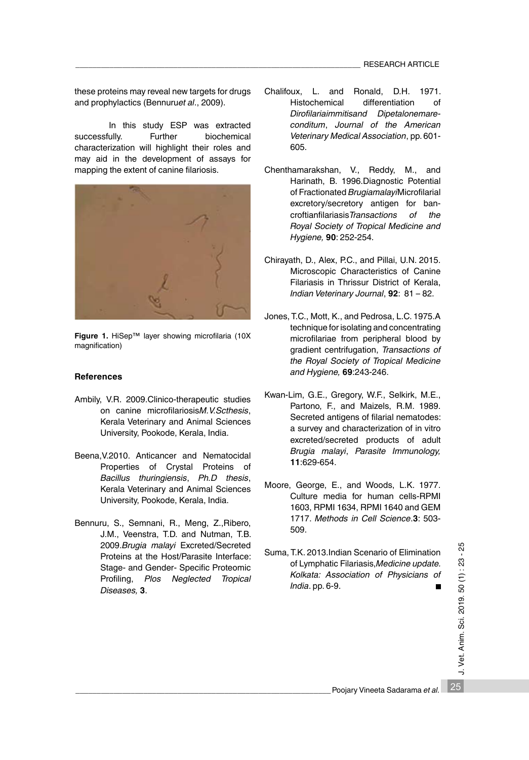these proteins may reveal new targets for drugs and prophylactics (Bennuru*et al*., 2009).

In this study ESP was extracted successfully. Further biochemical characterization will highlight their roles and may aid in the development of assays for mapping the extent of canine filariosis.

**Figure 1.** HiSep™ layer showing microfilaria (10X magnification)

### References

Ambily, V.R. 2009.Clinico-therapeutic studies on canine microfilariosis*M.V.Scthesis*, Kerala Veterinary and Animal Sciences University, Pookode, Kerala, India.

Beena,V.2010. Anticancer and Nematocidal Properties of Crystal Proteins of *Bacillus thuringiensis*, *Ph.D thesis*, Kerala Veterinary and Animal Sciences University, Pookode, Kerala, India.

Bennuru, S., Semnani, R., Meng, Z.,Ribero, J.M., Veenstra, T.D. and Nutman, T.B. 2009.*Brugia malayi* Excreted/Secreted Proteins at the Host/Parasite Interface: Stage- and Gender- Specific Proteomic Profiling, *Plos Neglected Tropical Diseases,* **3**.

Chalifoux, L. and Ronald, D.H. 1971. Histochemical differentiation of *Dirofilariaimmitisand Dipetalonemare-conditum*, *Journal of the American Veterinary Medical Association*, pp. 601-605.

Chenthamarakshan, V., Reddy, M., and Harinath, B. 1996.Diagnostic Potential of Fractionated *Brugiamalayi*Microfilarial excretory/secretory antigen for ban-croftianfilariasis*Transactions of the Royal Society of Tropical Medicine and Hygiene,* **90**: 252-254.

Chirayath, D., Alex, P.C., and Pillai, U.N. 2015. Microscopic Characteristics of Canine Filariasis in Thrissur District of Kerala, *Indian Veterinary Journal*, **92**: 81 – 82.

Jones, T.C., Mott, K., and Pedrosa, L.C. 1975.A technique for isolating and concentrating microfilariae from peripheral blood by gradient centrifugation, *Transactions of the Royal Society of Tropical Medicine and Hygiene,* **69**:243-246.

Kwan-Lim, G.E., Gregory, W.F., Selkirk, M.E., Partono, F., and Maizels, R.M. 1989. Secreted antigens of filarial nematodes: a survey and characterization of in vitro excreted/secreted products of adult *Brugia malayi*, *Parasite Immunology,* **11**:629-654.

Moore, George, E., and Woods, L.K. 1977. Culture media for human cells-RPMI 1603, RPMI 1634, RPMI 1640 and GEM 1717. *Methods in Cell Science*.**3**: 503-509.

Suma, T.K. 2013.Indian Scenario of Elimination of Lymphatic Filariasis,*Medicine update. Kolkata: Association of Physicians of India*. pp. 6-9.